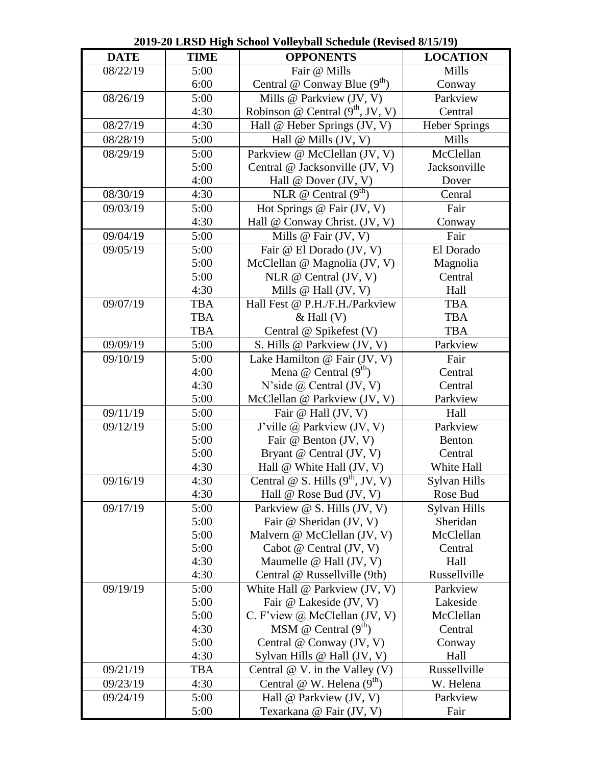# 2019-20 LRSD High School Volleyball Schedule (Revised 8/15/19)

| DATE | TIME | OPPONENTS | LOCATION |
|---|---|---|---|
| 08/22/19 | 5:00 | Fair @ Mills | Mills |
| | 6:00 | Central @ Conway Blue (9th) | Conway |
| 08/26/19 | 5:00 | Mills @ Parkview (JV, V) | Parkview |
| | 4:30 | Robinson @ Central (9th, JV, V) | Central |
| 08/27/19 | 4:30 | Hall @ Heber Springs (JV, V) | Heber Springs |
| 08/28/19 | 5:00 | Hall @ Mills (JV, V) | Mills |
| 08/29/19 | 5:00 | Parkview @ McClellan (JV, V) | McClellan |
| | 5:00 | Central @ Jacksonville (JV, V) | Jacksonville |
| | 4:00 | Hall @ Dover (JV, V) | Dover |
| 08/30/19 | 4:30 | NLR @ Central (9th) | Cenral |
| 09/03/19 | 5:00 | Hot Springs @ Fair (JV, V) | Fair |
| | 4:30 | Hall @ Conway Christ. (JV, V) | Conway |
| 09/04/19 | 5:00 | Mills @ Fair (JV, V) | Fair |
| 09/05/19 | 5:00 | Fair @ El Dorado (JV, V) | El Dorado |
| | 5:00 | McClellan @ Magnolia (JV, V) | Magnolia |
| | 5:00 | NLR @ Central (JV, V) | Central |
| | 4:30 | Mills @ Hall (JV, V) | Hall |
| 09/07/19 | TBA | Hall Fest @ P.H./F.H./Parkview | TBA |
| | TBA | & Hall (V) | TBA |
| | TBA | Central @ Spikefest (V) | TBA |
| 09/09/19 | 5:00 | S. Hills @ Parkview (JV, V) | Parkview |
| 09/10/19 | 5:00 | Lake Hamilton @ Fair (JV, V) | Fair |
| | 4:00 | Mena @ Central (9th) | Central |
| | 4:30 | N'side @ Central (JV, V) | Central |
| | 5:00 | McClellan @ Parkview (JV, V) | Parkview |
| 09/11/19 | 5:00 | Fair @ Hall (JV, V) | Hall |
| 09/12/19 | 5:00 | J'ville @ Parkview (JV, V) | Parkview |
| | 5:00 | Fair @ Benton (JV, V) | Benton |
| | 5:00 | Bryant @ Central (JV, V) | Central |
| | 4:30 | Hall @ White Hall (JV, V) | White Hall |
| 09/16/19 | 4:30 | Central @ S. Hills (9th, JV, V) | Sylvan Hills |
| | 4:30 | Hall @ Rose Bud (JV, V) | Rose Bud |
| 09/17/19 | 5:00 | Parkview @ S. Hills (JV, V) | Sylvan Hills |
| | 5:00 | Fair @ Sheridan (JV, V) | Sheridan |
| | 5:00 | Malvern @ McClellan (JV, V) | McClellan |
| | 5:00 | Cabot @ Central (JV, V) | Central |
| | 4:30 | Maumelle @ Hall (JV, V) | Hall |
| | 4:30 | Central @ Russellville (9th) | Russellville |
| 09/19/19 | 5:00 | White Hall @ Parkview (JV, V) | Parkview |
| | 5:00 | Fair @ Lakeside (JV, V) | Lakeside |
| | 5:00 | C. F'view @ McClellan (JV, V) | McClellan |
| | 4:30 | MSM @ Central (9th) | Central |
| | 5:00 | Central @ Conway (JV, V) | Conway |
| | 4:30 | Sylvan Hills @ Hall (JV, V) | Hall |
| 09/21/19 | TBA | Central @ V. in the Valley (V) | Russellville |
| 09/23/19 | 4:30 | Central @ W. Helena (9th) | W. Helena |
| 09/24/19 | 5:00 | Hall @ Parkview (JV, V) | Parkview |
| | 5:00 | Texarkana @ Fair (JV, V) | Fair |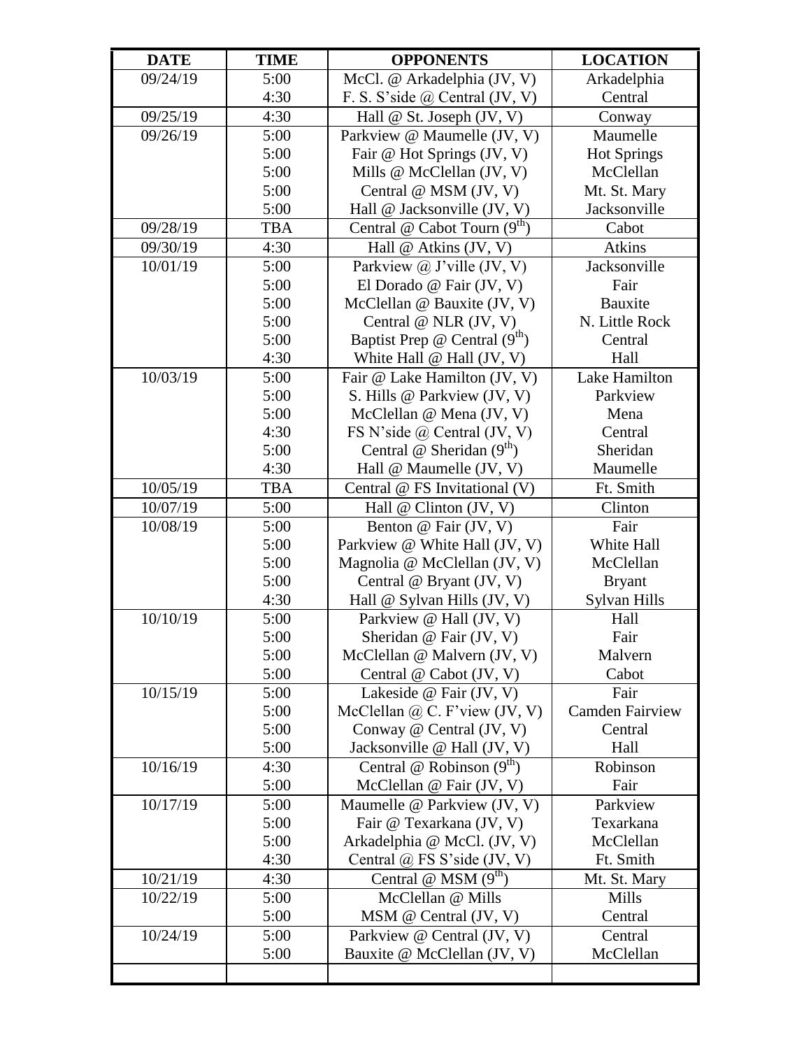| DATE | TIME | OPPONENTS | LOCATION |
|---|---|---|---|
| 09/24/19 | 5:00 | McCl. @ Arkadelphia (JV, V) | Arkadelphia |
| | 4:30 | F. S. S'side @ Central (JV, V) | Central |
| 09/25/19 | 4:30 | Hall @ St. Joseph (JV, V) | Conway |
| 09/26/19 | 5:00 | Parkview @ Maumelle (JV, V) | Maumelle |
| | 5:00 | Fair @ Hot Springs (JV, V) | Hot Springs |
| | 5:00 | Mills @ McClellan (JV, V) | McClellan |
| | 5:00 | Central @ MSM (JV, V) | Mt. St. Mary |
| | 5:00 | Hall @ Jacksonville (JV, V) | Jacksonville |
| 09/28/19 | TBA | Central @ Cabot Tourn (9th) | Cabot |
| 09/30/19 | 4:30 | Hall @ Atkins (JV, V) | Atkins |
| 10/01/19 | 5:00 | Parkview @ J'ville (JV, V) | Jacksonville |
| | 5:00 | El Dorado @ Fair (JV, V) | Fair |
| | 5:00 | McClellan @ Bauxite (JV, V) | Bauxite |
| | 5:00 | Central @ NLR (JV, V) | N. Little Rock |
| | 5:00 | Baptist Prep @ Central (9th) | Central |
| | 4:30 | White Hall @ Hall (JV, V) | Hall |
| 10/03/19 | 5:00 | Fair @ Lake Hamilton (JV, V) | Lake Hamilton |
| | 5:00 | S. Hills @ Parkview (JV, V) | Parkview |
| | 5:00 | McClellan @ Mena (JV, V) | Mena |
| | 4:30 | FS N'side @ Central (JV, V) | Central |
| | 5:00 | Central @ Sheridan (9th) | Sheridan |
| | 4:30 | Hall @ Maumelle (JV, V) | Maumelle |
| 10/05/19 | TBA | Central @ FS Invitational (V) | Ft. Smith |
| 10/07/19 | 5:00 | Hall @ Clinton (JV, V) | Clinton |
| 10/08/19 | 5:00 | Benton @ Fair (JV, V) | Fair |
| | 5:00 | Parkview @ White Hall (JV, V) | White Hall |
| | 5:00 | Magnolia @ McClellan (JV, V) | McClellan |
| | 5:00 | Central @ Bryant (JV, V) | Bryant |
| | 4:30 | Hall @ Sylvan Hills (JV, V) | Sylvan Hills |
| 10/10/19 | 5:00 | Parkview @ Hall (JV, V) | Hall |
| | 5:00 | Sheridan @ Fair (JV, V) | Fair |
| | 5:00 | McClellan @ Malvern (JV, V) | Malvern |
| | 5:00 | Central @ Cabot (JV, V) | Cabot |
| 10/15/19 | 5:00 | Lakeside @ Fair (JV, V) | Fair |
| | 5:00 | McClellan @ C. F'view (JV, V) | Camden Fairview |
| | 5:00 | Conway @ Central (JV, V) | Central |
| | 5:00 | Jacksonville @ Hall (JV, V) | Hall |
| 10/16/19 | 4:30 | Central @ Robinson (9th) | Robinson |
| | 5:00 | McClellan @ Fair (JV, V) | Fair |
| 10/17/19 | 5:00 | Maumelle @ Parkview (JV, V) | Parkview |
| | 5:00 | Fair @ Texarkana (JV, V) | Texarkana |
| | 5:00 | Arkadelphia @ McCl. (JV, V) | McClellan |
| | 4:30 | Central @ FS S'side (JV, V) | Ft. Smith |
| 10/21/19 | 4:30 | Central @ MSM (9th) | Mt. St. Mary |
| 10/22/19 | 5:00 | McClellan @ Mills | Mills |
| | 5:00 | MSM @ Central (JV, V) | Central |
| 10/24/19 | 5:00 | Parkview @ Central (JV, V) | Central |
| | 5:00 | Bauxite @ McClellan (JV, V) | McClellan |
| | | | |